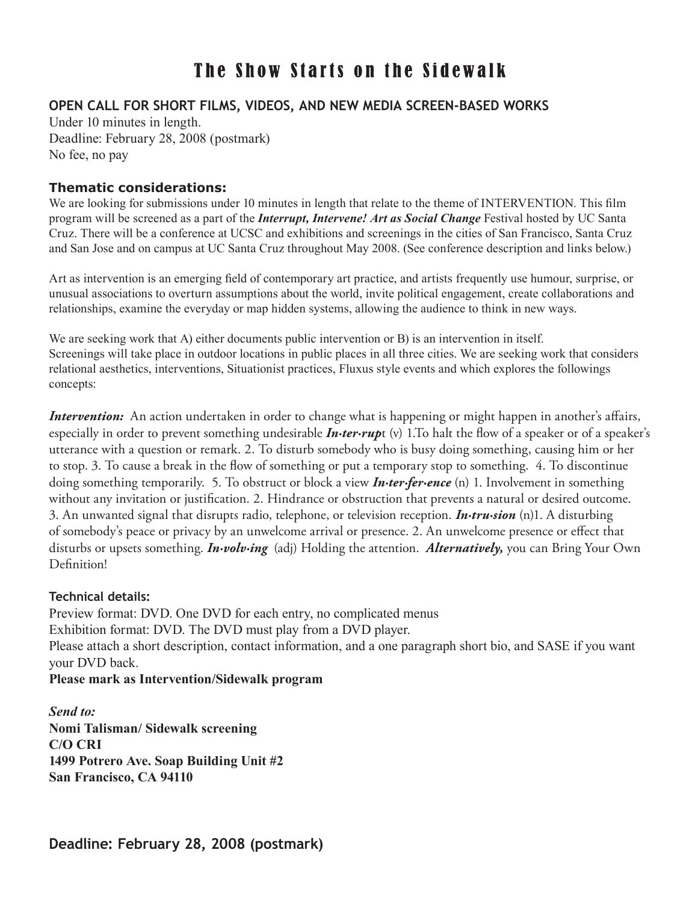# The Show Starts on the Sidewalk

## OPEN CALL FOR SHORT FILMS, VIDEOS, AND NEW MEDIA SCREEN-BASED WORKS

Under 10 minutes in length.
Deadline: February 28, 2008 (postmark)
No fee, no pay

### Thematic considerations:

We are looking for submissions under 10 minutes in length that relate to the theme of INTERVENTION. This film program will be screened as a part of the ***Interrupt, Intervene! Art as Social Change*** Festival hosted by UC Santa Cruz. There will be a conference at UCSC and exhibitions and screenings in the cities of San Francisco, Santa Cruz and San Jose and on campus at UC Santa Cruz throughout May 2008. (See conference description and links below.)

Art as intervention is an emerging field of contemporary art practice, and artists frequently use humour, surprise, or unusual associations to overturn assumptions about the world, invite political engagement, create collaborations and relationships, examine the everyday or map hidden systems, allowing the audience to think in new ways.

We are seeking work that A) either documents public intervention or B) is an intervention in itself.
Screenings will take place in outdoor locations in public places in all three cities. We are seeking work that considers relational aesthetics, interventions, Situationist practices, Fluxus style events and which explores the followings concepts:

***Intervention:*** An action undertaken in order to change what is happening or might happen in another's affairs, especially in order to prevent something undesirable ***In·ter·rup***t (v) 1.To halt the flow of a speaker or of a speaker's utterance with a question or remark. 2. To disturb somebody who is busy doing something, causing him or her to stop. 3. To cause a break in the flow of something or put a temporary stop to something. 4. To discontinue doing something temporarily. 5. To obstruct or block a view ***In·ter·fer·ence*** (n) 1. Involvement in something without any invitation or justification. 2. Hindrance or obstruction that prevents a natural or desired outcome. 3. An unwanted signal that disrupts radio, telephone, or television reception. ***In·tru·sion*** (n)1. A disturbing of somebody's peace or privacy by an unwelcome arrival or presence. 2. An unwelcome presence or effect that disturbs or upsets something. ***In·volv·ing*** (adj) Holding the attention. ***Alternatively,*** you can Bring Your Own Definition!

### Technical details:

Preview format: DVD. One DVD for each entry, no complicated menus
Exhibition format: DVD. The DVD must play from a DVD player.
Please attach a short description, contact information, and a one paragraph short bio, and SASE if you want your DVD back.
**Please mark as Intervention/Sidewalk program**

***Send to:***
**Nomi Talisman/ Sidewalk screening**
**C/O CRI**
**1499 Potrero Ave. Soap Building Unit #2**
**San Francisco, CA 94110**

**Deadline: February 28, 2008 (postmark)**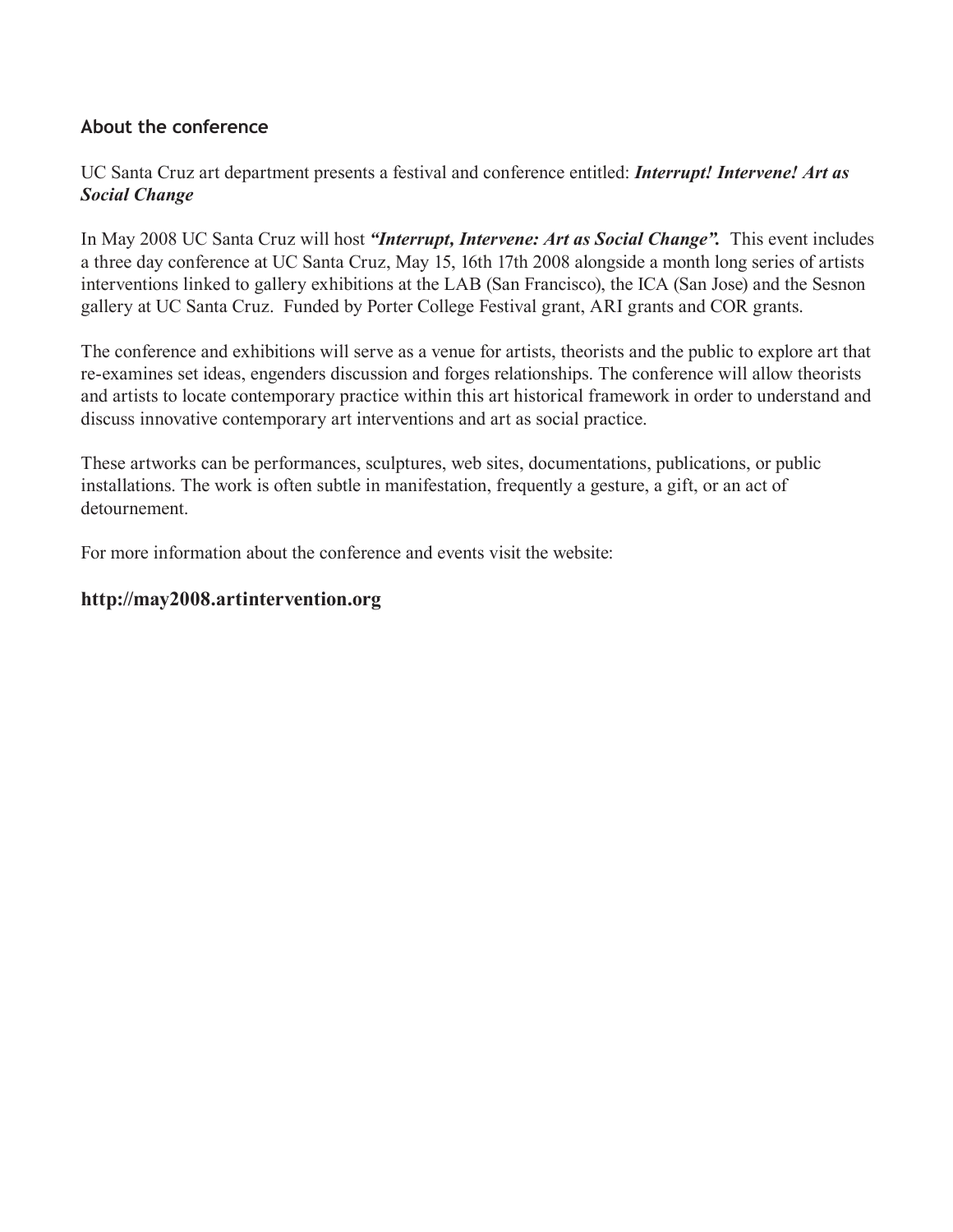## About the conference

UC Santa Cruz art department presents a festival and conference entitled: ***Interrupt! Intervene! Art as Social Change***

In May 2008 UC Santa Cruz will host ***"Interrupt, Intervene: Art as Social Change".*** This event includes a three day conference at UC Santa Cruz, May 15, 16th 17th 2008 alongside a month long series of artists interventions linked to gallery exhibitions at the LAB (San Francisco), the ICA (San Jose) and the Sesnon gallery at UC Santa Cruz. Funded by Porter College Festival grant, ARI grants and COR grants.

The conference and exhibitions will serve as a venue for artists, theorists and the public to explore art that re-examines set ideas, engenders discussion and forges relationships. The conference will allow theorists and artists to locate contemporary practice within this art historical framework in order to understand and discuss innovative contemporary art interventions and art as social practice.

These artworks can be performances, sculptures, web sites, documentations, publications, or public installations. The work is often subtle in manifestation, frequently a gesture, a gift, or an act of detournement.

For more information about the conference and events visit the website:

**http://may2008.artintervention.org**